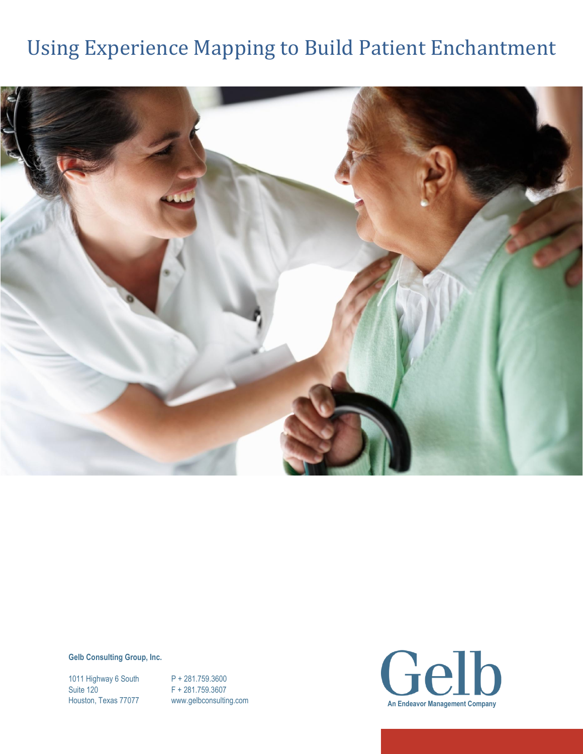# Using Experience Mapping to Build Patient Enchantment

**Gelb Consulting Group, Inc.**

1011 Highway 6 South
Suite 120
Houston, Texas 77077

P + 281.759.3600
F + 281.759.3607
www.gelbconsulting.com

Gelb
An Endeavor Management Company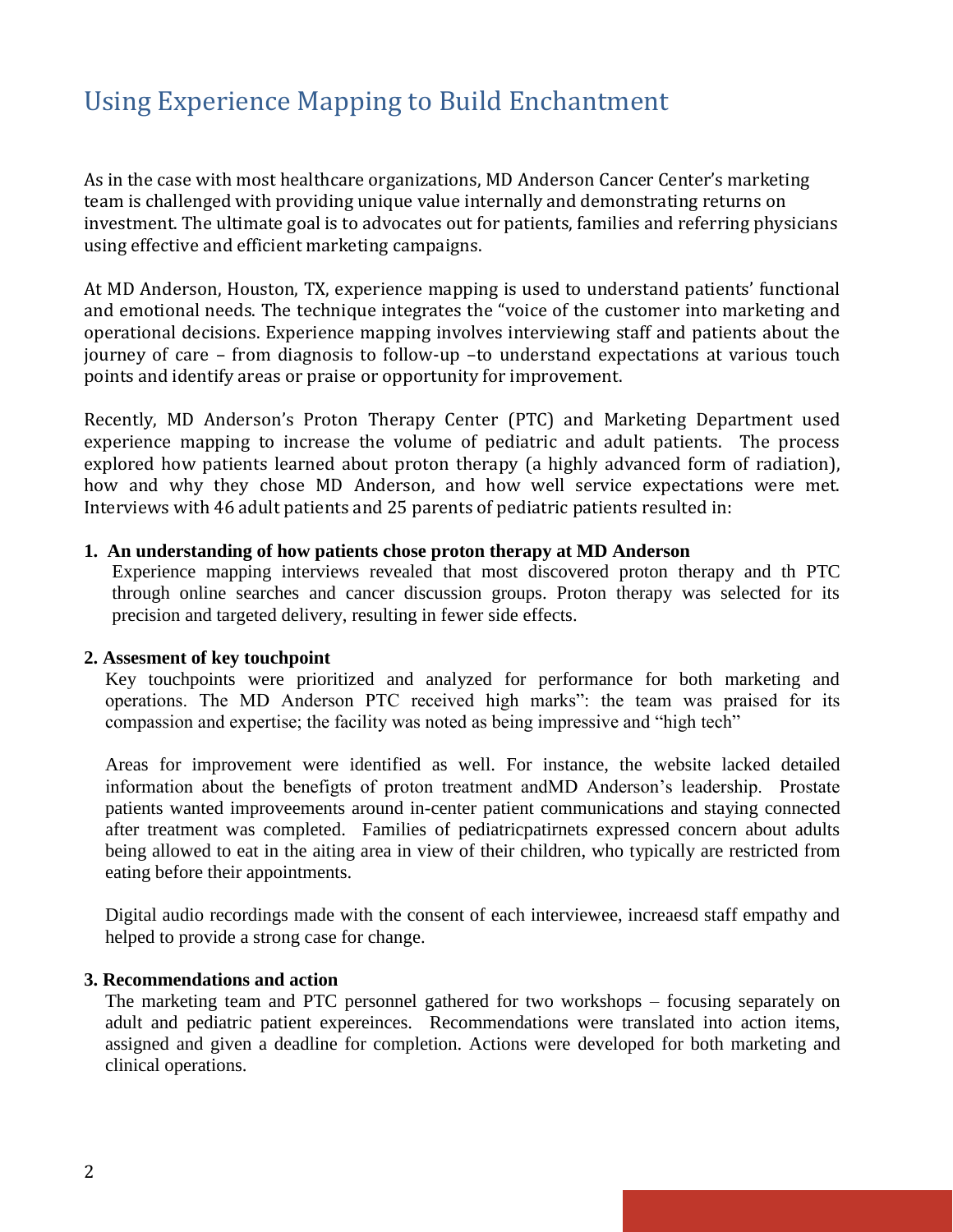# Using Experience Mapping to Build Enchantment

As in the case with most healthcare organizations, MD Anderson Cancer Center's marketing team is challenged with providing unique value internally and demonstrating returns on investment. The ultimate goal is to advocates out for patients, families and referring physicians using effective and efficient marketing campaigns.

At MD Anderson, Houston, TX, experience mapping is used to understand patients' functional and emotional needs. The technique integrates the "voice of the customer into marketing and operational decisions. Experience mapping involves interviewing staff and patients about the journey of care – from diagnosis to follow-up –to understand expectations at various touch points and identify areas or praise or opportunity for improvement.

Recently, MD Anderson's Proton Therapy Center (PTC) and Marketing Department used experience mapping to increase the volume of pediatric and adult patients. The process explored how patients learned about proton therapy (a highly advanced form of radiation), how and why they chose MD Anderson, and how well service expectations were met. Interviews with 46 adult patients and 25 parents of pediatric patients resulted in:

**1. An understanding of how patients chose proton therapy at MD Anderson**

Experience mapping interviews revealed that most discovered proton therapy and th PTC through online searches and cancer discussion groups. Proton therapy was selected for its precision and targeted delivery, resulting in fewer side effects.

**2. Assesment of key touchpoint**

Key touchpoints were prioritized and analyzed for performance for both marketing and operations. The MD Anderson PTC received high marks": the team was praised for its compassion and expertise; the facility was noted as being impressive and "high tech"

Areas for improvement were identified as well. For instance, the website lacked detailed information about the benefigts of proton treatment andMD Anderson's leadership. Prostate patients wanted improveements around in-center patient communications and staying connected after treatment was completed. Families of pediatricpatirnets expressed concern about adults being allowed to eat in the aiting area in view of their children, who typically are restricted from eating before their appointments.

Digital audio recordings made with the consent of each interviewee, increaesd staff empathy and helped to provide a strong case for change.

**3. Recommendations and action**

The marketing team and PTC personnel gathered for two workshops – focusing separately on adult and pediatric patient expereinces. Recommendations were translated into action items, assigned and given a deadline for completion. Actions were developed for both marketing and clinical operations.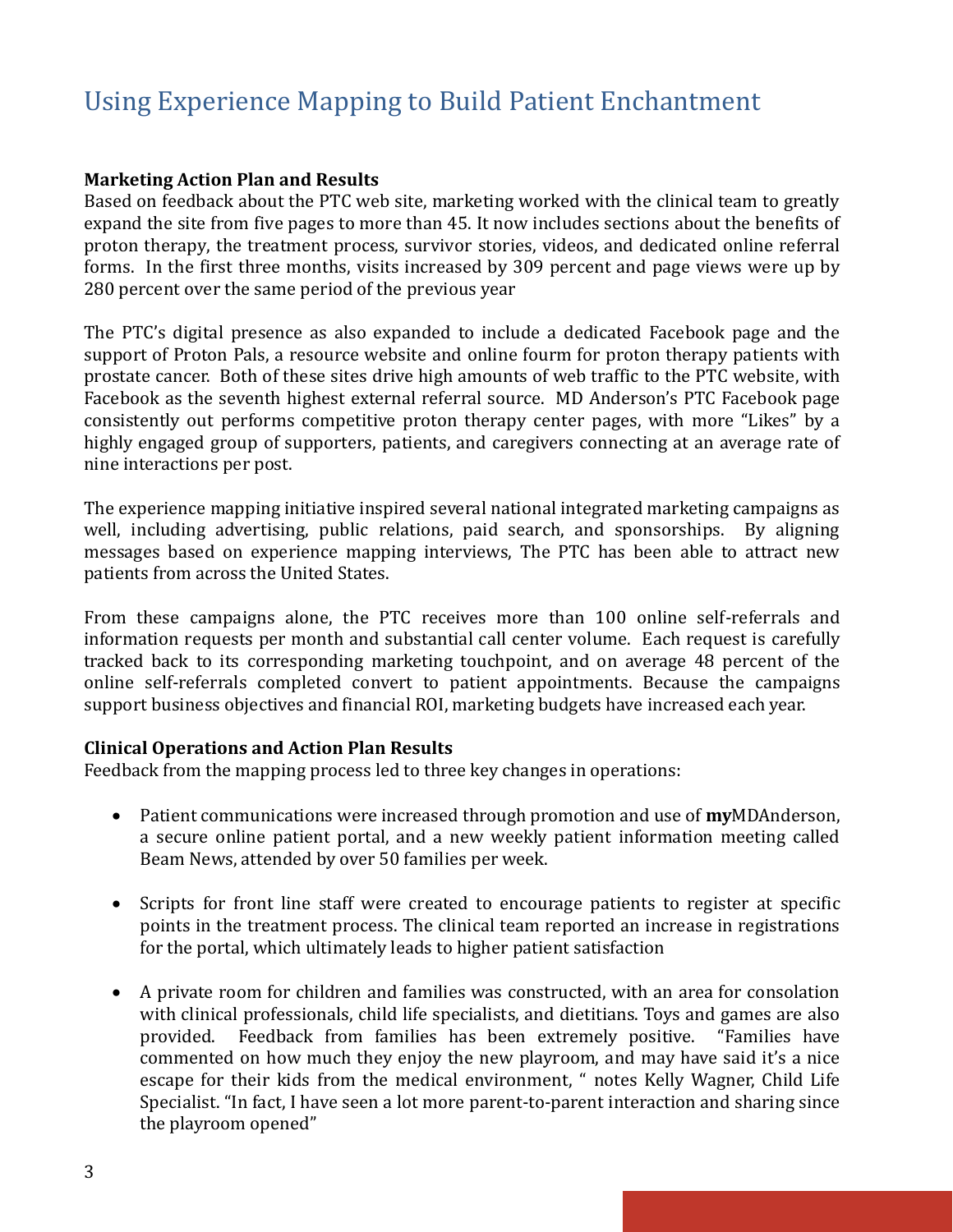# Using Experience Mapping to Build Patient Enchantment

**Marketing Action Plan and Results**

Based on feedback about the PTC web site, marketing worked with the clinical team to greatly expand the site from five pages to more than 45. It now includes sections about the benefits of proton therapy, the treatment process, survivor stories, videos, and dedicated online referral forms. In the first three months, visits increased by 309 percent and page views were up by 280 percent over the same period of the previous year

The PTC's digital presence as also expanded to include a dedicated Facebook page and the support of Proton Pals, a resource website and online fourm for proton therapy patients with prostate cancer. Both of these sites drive high amounts of web traffic to the PTC website, with Facebook as the seventh highest external referral source. MD Anderson's PTC Facebook page consistently out performs competitive proton therapy center pages, with more "Likes" by a highly engaged group of supporters, patients, and caregivers connecting at an average rate of nine interactions per post.

The experience mapping initiative inspired several national integrated marketing campaigns as well, including advertising, public relations, paid search, and sponsorships. By aligning messages based on experience mapping interviews, The PTC has been able to attract new patients from across the United States.

From these campaigns alone, the PTC receives more than 100 online self-referrals and information requests per month and substantial call center volume. Each request is carefully tracked back to its corresponding marketing touchpoint, and on average 48 percent of the online self-referrals completed convert to patient appointments. Because the campaigns support business objectives and financial ROI, marketing budgets have increased each year.

**Clinical Operations and Action Plan Results**

Feedback from the mapping process led to three key changes in operations:

- Patient communications were increased through promotion and use of **my**MDAnderson, a secure online patient portal, and a new weekly patient information meeting called Beam News, attended by over 50 families per week.

- Scripts for front line staff were created to encourage patients to register at specific points in the treatment process. The clinical team reported an increase in registrations for the portal, which ultimately leads to higher patient satisfaction

- A private room for children and families was constructed, with an area for consolation with clinical professionals, child life specialists, and dietitians. Toys and games are also provided. Feedback from families has been extremely positive. "Families have commented on how much they enjoy the new playroom, and may have said it's a nice escape for their kids from the medical environment, " notes Kelly Wagner, Child Life Specialist. "In fact, I have seen a lot more parent-to-parent interaction and sharing since the playroom opened"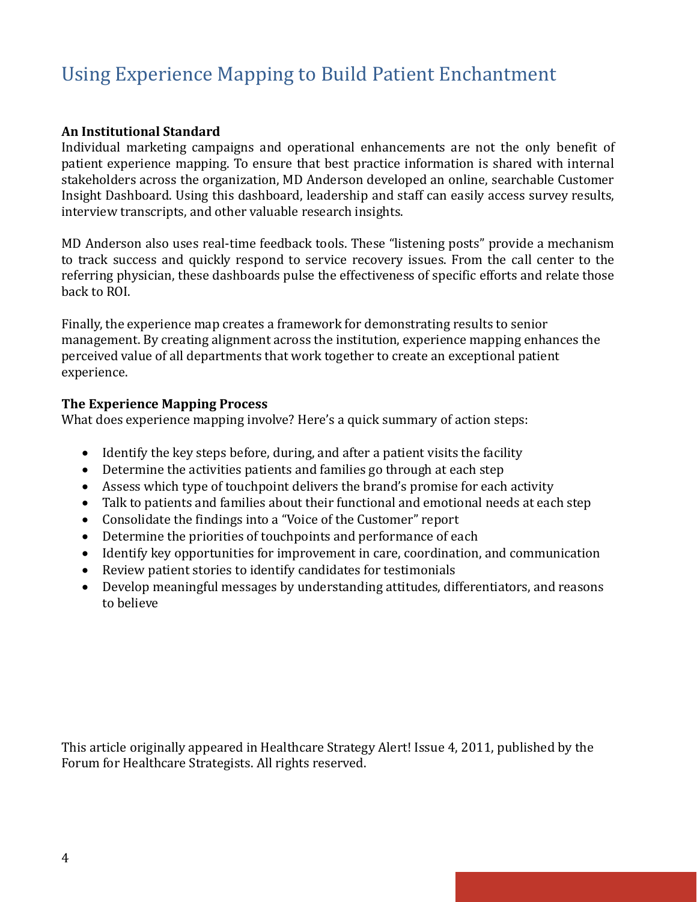# Using Experience Mapping to Build Patient Enchantment

**An Institutional Standard**

Individual marketing campaigns and operational enhancements are not the only benefit of patient experience mapping. To ensure that best practice information is shared with internal stakeholders across the organization, MD Anderson developed an online, searchable Customer Insight Dashboard. Using this dashboard, leadership and staff can easily access survey results, interview transcripts, and other valuable research insights.

MD Anderson also uses real-time feedback tools. These "listening posts" provide a mechanism to track success and quickly respond to service recovery issues. From the call center to the referring physician, these dashboards pulse the effectiveness of specific efforts and relate those back to ROI.

Finally, the experience map creates a framework for demonstrating results to senior management. By creating alignment across the institution, experience mapping enhances the perceived value of all departments that work together to create an exceptional patient experience.

**The Experience Mapping Process**

What does experience mapping involve? Here's a quick summary of action steps:

- Identify the key steps before, during, and after a patient visits the facility
- Determine the activities patients and families go through at each step
- Assess which type of touchpoint delivers the brand's promise for each activity
- Talk to patients and families about their functional and emotional needs at each step
- Consolidate the findings into a "Voice of the Customer" report
- Determine the priorities of touchpoints and performance of each
- Identify key opportunities for improvement in care, coordination, and communication
- Review patient stories to identify candidates for testimonials
- Develop meaningful messages by understanding attitudes, differentiators, and reasons to believe

This article originally appeared in Healthcare Strategy Alert! Issue 4, 2011, published by the Forum for Healthcare Strategists. All rights reserved.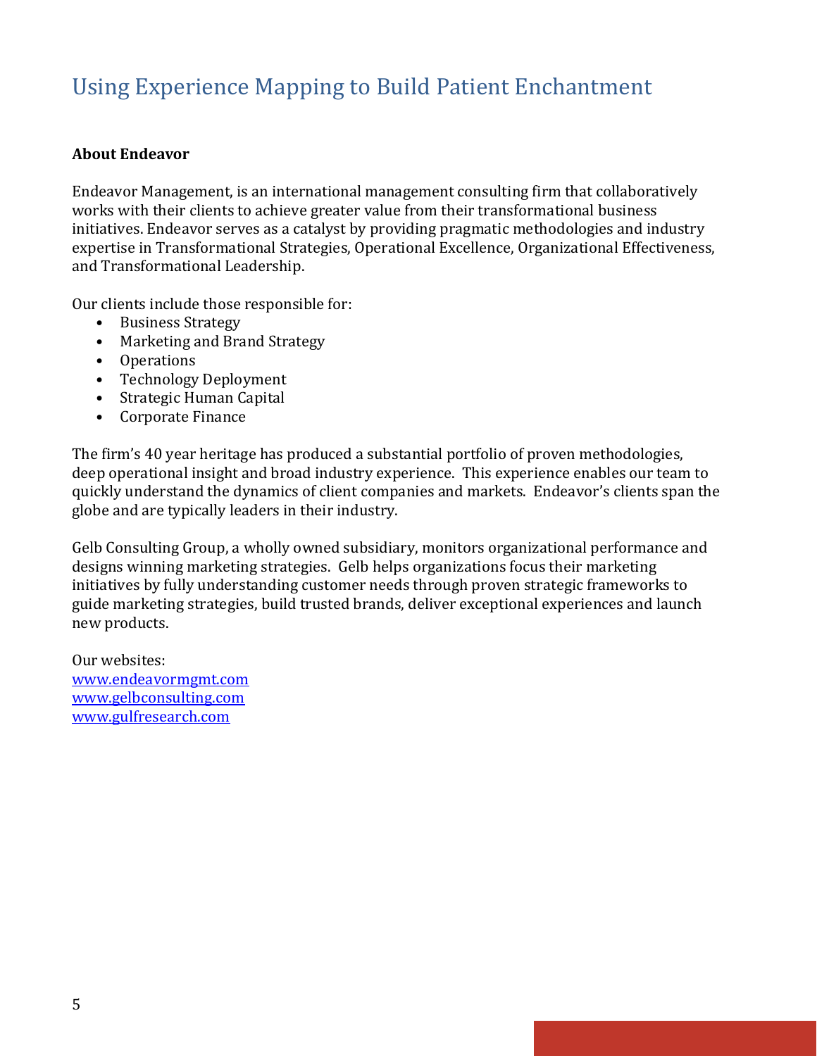# Using Experience Mapping to Build Patient Enchantment

**About Endeavor**

Endeavor Management, is an international management consulting firm that collaboratively works with their clients to achieve greater value from their transformational business initiatives. Endeavor serves as a catalyst by providing pragmatic methodologies and industry expertise in Transformational Strategies, Operational Excellence, Organizational Effectiveness, and Transformational Leadership.

Our clients include those responsible for:

- Business Strategy
- Marketing and Brand Strategy
- Operations
- Technology Deployment
- Strategic Human Capital
- Corporate Finance

The firm's 40 year heritage has produced a substantial portfolio of proven methodologies, deep operational insight and broad industry experience. This experience enables our team to quickly understand the dynamics of client companies and markets. Endeavor's clients span the globe and are typically leaders in their industry.

Gelb Consulting Group, a wholly owned subsidiary, monitors organizational performance and designs winning marketing strategies. Gelb helps organizations focus their marketing initiatives by fully understanding customer needs through proven strategic frameworks to guide marketing strategies, build trusted brands, deliver exceptional experiences and launch new products.

Our websites:
[www.endeavormgmt.com](http://www.endeavormgmt.com)
[www.gelbconsulting.com](http://www.gelbconsulting.com)
[www.gulfresearch.com](http://www.gulfresearch.com)